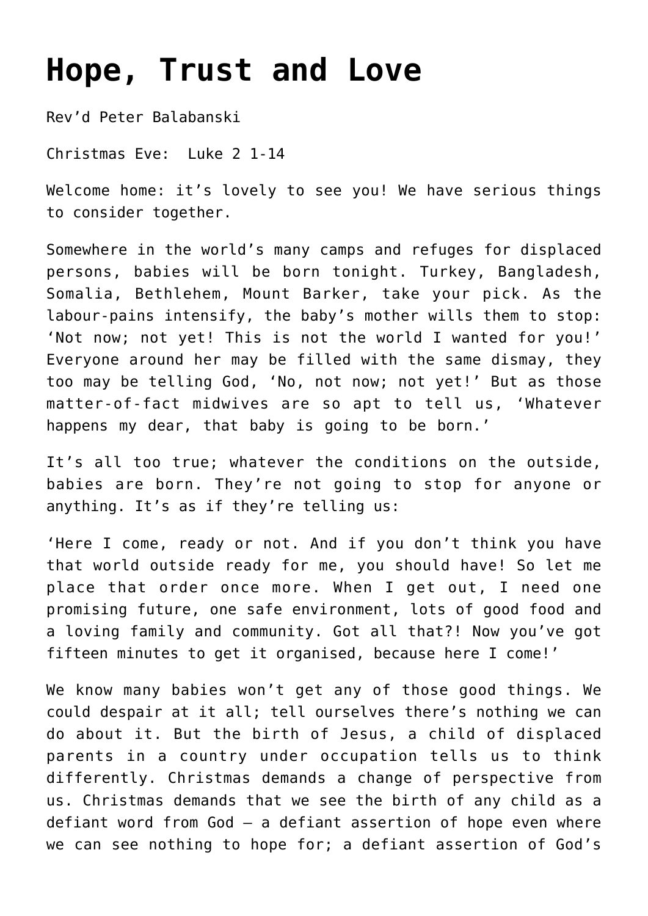# Hope, Trust and Love

Rev'd Peter Balabanski

Christmas Eve: Luke 2 1-14

Welcome home: it's lovely to see you! We have serious things to consider together.

Somewhere in the world's many camps and refuges for displaced persons, babies will be born tonight. Turkey, Bangladesh, Somalia, Bethlehem, Mount Barker, take your pick. As the labour-pains intensify, the baby's mother wills them to stop: 'Not now; not yet! This is not the world I wanted for you!' Everyone around her may be filled with the same dismay, they too may be telling God, 'No, not now; not yet!' But as those matter-of-fact midwives are so apt to tell us, 'Whatever happens my dear, that baby is going to be born.'

It's all too true; whatever the conditions on the outside, babies are born. They're not going to stop for anyone or anything. It's as if they're telling us:

'Here I come, ready or not. And if you don't think you have that world outside ready for me, you should have! So let me place that order once more. When I get out, I need one promising future, one safe environment, lots of good food and a loving family and community. Got all that?! Now you've got fifteen minutes to get it organised, because here I come!'

We know many babies won't get any of those good things. We could despair at it all; tell ourselves there's nothing we can do about it. But the birth of Jesus, a child of displaced parents in a country under occupation tells us to think differently. Christmas demands a change of perspective from us. Christmas demands that we see the birth of any child as a defiant word from God – a defiant assertion of hope even where we can see nothing to hope for; a defiant assertion of God's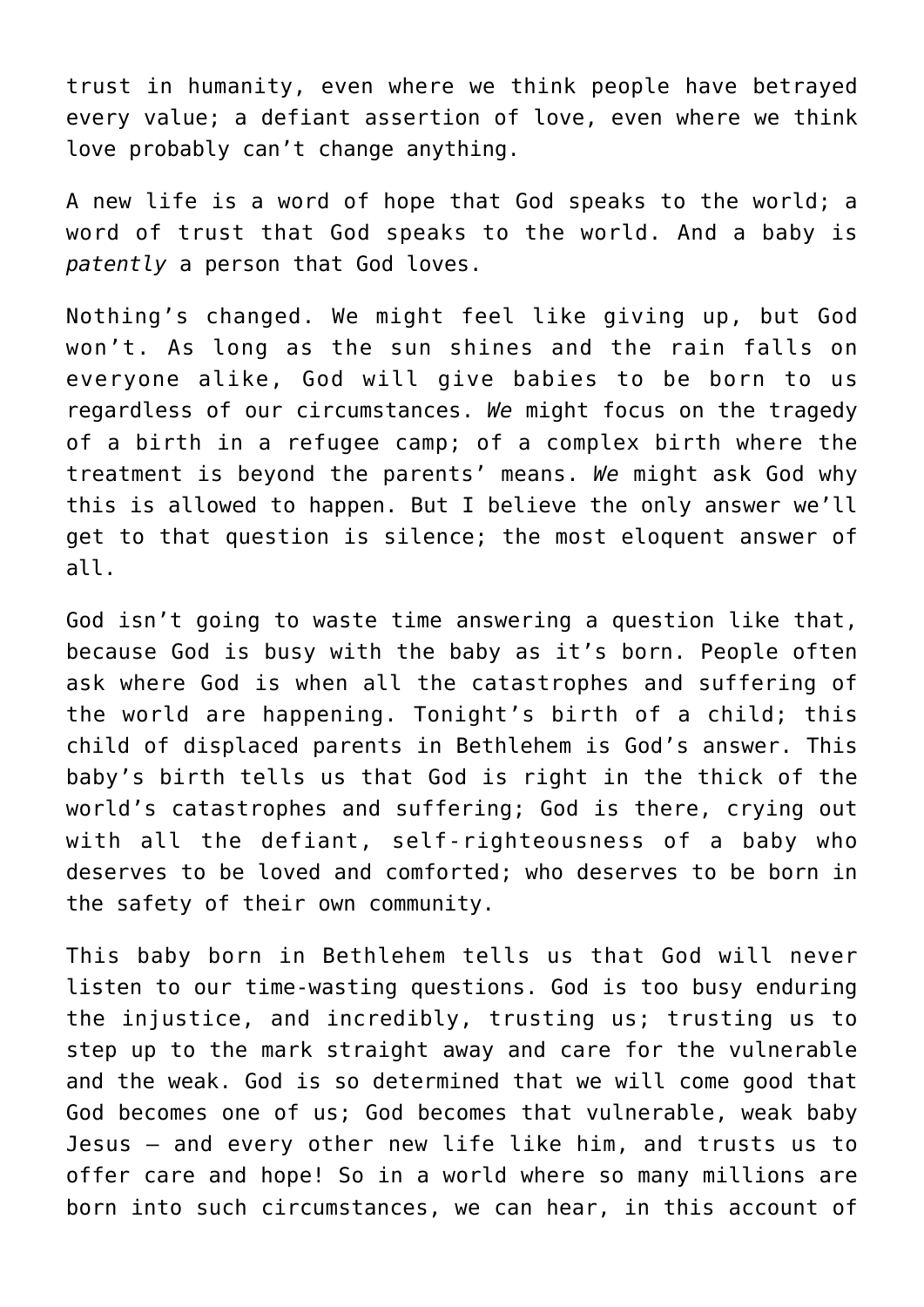trust in humanity, even where we think people have betrayed every value; a defiant assertion of love, even where we think love probably can't change anything.

A new life is a word of hope that God speaks to the world; a word of trust that God speaks to the world. And a baby is *patently* a person that God loves.

Nothing's changed. We might feel like giving up, but God won't. As long as the sun shines and the rain falls on everyone alike, God will give babies to be born to us regardless of our circumstances. *We* might focus on the tragedy of a birth in a refugee camp; of a complex birth where the treatment is beyond the parents' means. *We* might ask God why this is allowed to happen. But I believe the only answer we'll get to that question is silence; the most eloquent answer of all.

God isn't going to waste time answering a question like that, because God is busy with the baby as it's born. People often ask where God is when all the catastrophes and suffering of the world are happening. Tonight's birth of a child; this child of displaced parents in Bethlehem is God's answer. This baby's birth tells us that God is right in the thick of the world's catastrophes and suffering; God is there, crying out with all the defiant, self-righteousness of a baby who deserves to be loved and comforted; who deserves to be born in the safety of their own community.

This baby born in Bethlehem tells us that God will never listen to our time-wasting questions. God is too busy enduring the injustice, and incredibly, trusting us; trusting us to step up to the mark straight away and care for the vulnerable and the weak. God is so determined that we will come good that God becomes one of us; God becomes that vulnerable, weak baby Jesus – and every other new life like him, and trusts us to offer care and hope! So in a world where so many millions are born into such circumstances, we can hear, in this account of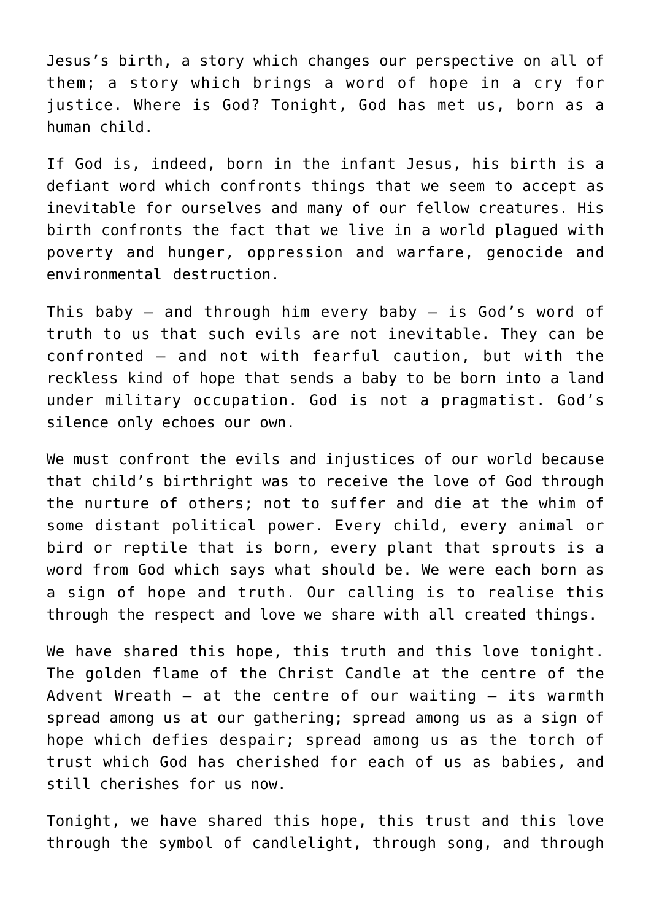Jesus's birth, a story which changes our perspective on all of them; a story which brings a word of hope in a cry for justice. Where is God? Tonight, God has met us, born as a human child.

If God is, indeed, born in the infant Jesus, his birth is a defiant word which confronts things that we seem to accept as inevitable for ourselves and many of our fellow creatures. His birth confronts the fact that we live in a world plagued with poverty and hunger, oppression and warfare, genocide and environmental destruction.

This baby – and through him every baby – is God's word of truth to us that such evils are not inevitable. They can be confronted – and not with fearful caution, but with the reckless kind of hope that sends a baby to be born into a land under military occupation. God is not a pragmatist. God's silence only echoes our own.

We must confront the evils and injustices of our world because that child's birthright was to receive the love of God through the nurture of others; not to suffer and die at the whim of some distant political power. Every child, every animal or bird or reptile that is born, every plant that sprouts is a word from God which says what should be. We were each born as a sign of hope and truth. Our calling is to realise this through the respect and love we share with all created things.

We have shared this hope, this truth and this love tonight. The golden flame of the Christ Candle at the centre of the Advent Wreath – at the centre of our waiting – its warmth spread among us at our gathering; spread among us as a sign of hope which defies despair; spread among us as the torch of trust which God has cherished for each of us as babies, and still cherishes for us now.

Tonight, we have shared this hope, this trust and this love through the symbol of candlelight, through song, and through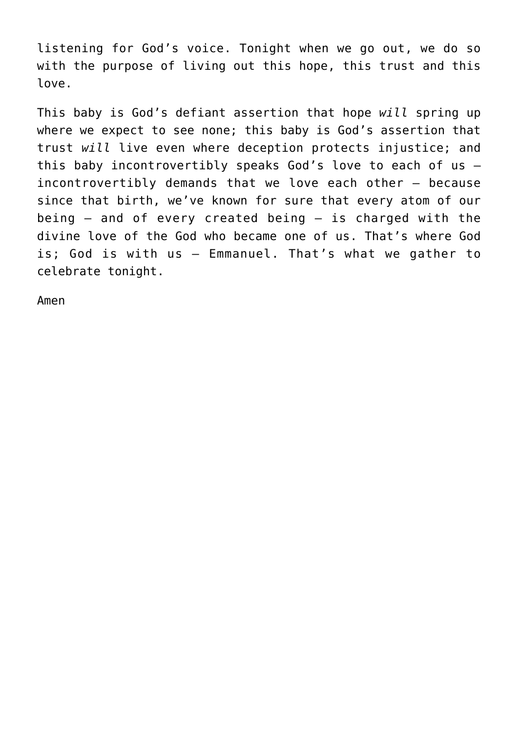listening for God’s voice. Tonight when we go out, we do so with the purpose of living out this hope, this trust and this love.

This baby is God’s defiant assertion that hope *will* spring up where we expect to see none; this baby is God’s assertion that trust *will* live even where deception protects injustice; and this baby incontrovertibly speaks God’s love to each of us – incontrovertibly demands that we love each other – because since that birth, we’ve known for sure that every atom of our being – and of every created being – is charged with the divine love of the God who became one of us. That’s where God is; God is with us – Emmanuel. That’s what we gather to celebrate tonight.

Amen